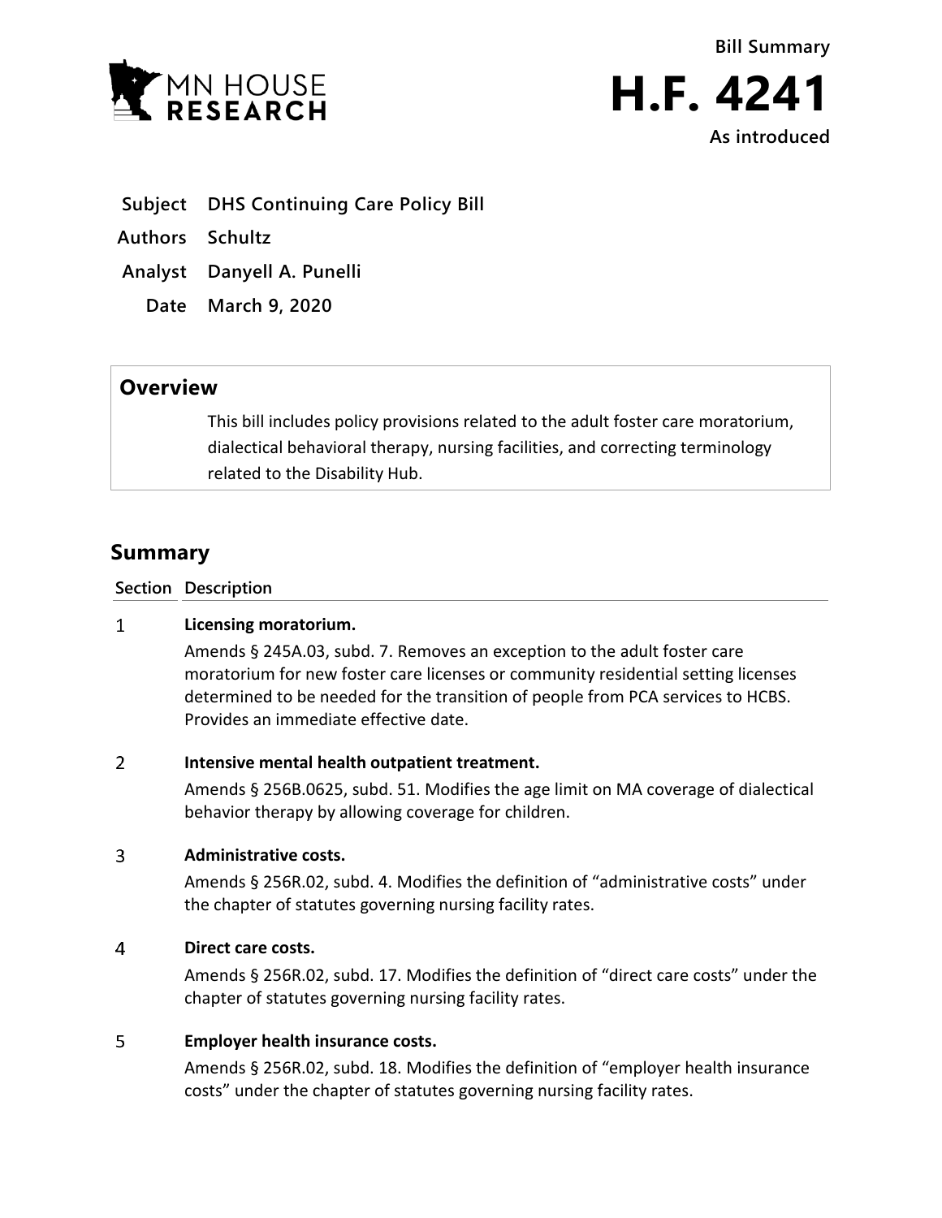Bill Summary

# H.F. 4241

As introduced

**Subject** DHS Continuing Care Policy Bill

**Authors** Schultz

**Analyst** Danyell A. Punelli

**Date** March 9, 2020

## Overview

This bill includes policy provisions related to the adult foster care moratorium, dialectical behavioral therapy, nursing facilities, and correcting terminology related to the Disability Hub.

## Summary

| Section | Description |
|---|---|
| 1 | **Licensing moratorium.**<br>Amends § 245A.03, subd. 7. Removes an exception to the adult foster care moratorium for new foster care licenses or community residential setting licenses determined to be needed for the transition of people from PCA services to HCBS. Provides an immediate effective date. |
| 2 | **Intensive mental health outpatient treatment.**<br>Amends § 256B.0625, subd. 51. Modifies the age limit on MA coverage of dialectical behavior therapy by allowing coverage for children. |
| 3 | **Administrative costs.**<br>Amends § 256R.02, subd. 4. Modifies the definition of "administrative costs" under the chapter of statutes governing nursing facility rates. |
| 4 | **Direct care costs.**<br>Amends § 256R.02, subd. 17. Modifies the definition of "direct care costs" under the chapter of statutes governing nursing facility rates. |
| 5 | **Employer health insurance costs.**<br>Amends § 256R.02, subd. 18. Modifies the definition of "employer health insurance costs" under the chapter of statutes governing nursing facility rates. |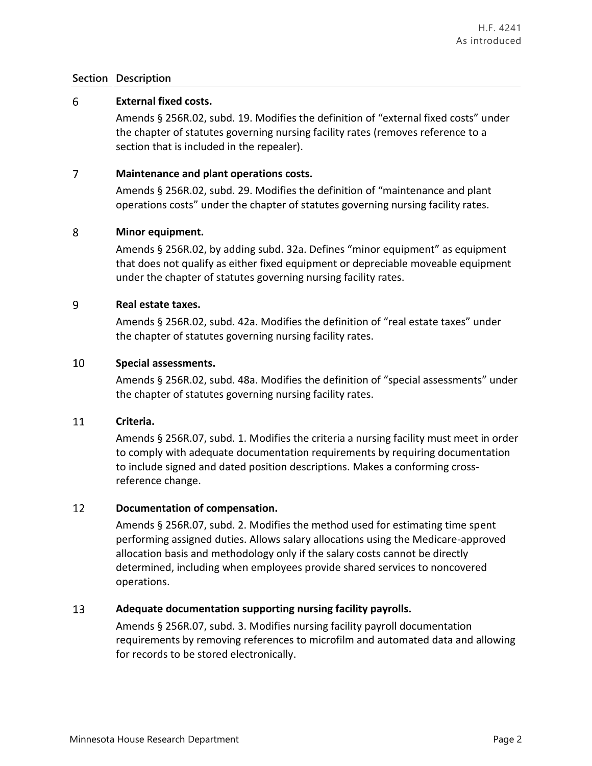| Section | Description |
|---|---|
| 6 | **External fixed costs.**<br>Amends § 256R.02, subd. 19. Modifies the definition of "external fixed costs" under the chapter of statutes governing nursing facility rates (removes reference to a section that is included in the repealer). |
| 7 | **Maintenance and plant operations costs.**<br>Amends § 256R.02, subd. 29. Modifies the definition of "maintenance and plant operations costs" under the chapter of statutes governing nursing facility rates. |
| 8 | **Minor equipment.**<br>Amends § 256R.02, by adding subd. 32a. Defines "minor equipment" as equipment that does not qualify as either fixed equipment or depreciable moveable equipment under the chapter of statutes governing nursing facility rates. |
| 9 | **Real estate taxes.**<br>Amends § 256R.02, subd. 42a. Modifies the definition of "real estate taxes" under the chapter of statutes governing nursing facility rates. |
| 10 | **Special assessments.**<br>Amends § 256R.02, subd. 48a. Modifies the definition of "special assessments" under the chapter of statutes governing nursing facility rates. |
| 11 | **Criteria.**<br>Amends § 256R.07, subd. 1. Modifies the criteria a nursing facility must meet in order to comply with adequate documentation requirements by requiring documentation to include signed and dated position descriptions. Makes a conforming cross-reference change. |
| 12 | **Documentation of compensation.**<br>Amends § 256R.07, subd. 2. Modifies the method used for estimating time spent performing assigned duties. Allows salary allocations using the Medicare-approved allocation basis and methodology only if the salary costs cannot be directly determined, including when employees provide shared services to noncovered operations. |
| 13 | **Adequate documentation supporting nursing facility payrolls.**<br>Amends § 256R.07, subd. 3. Modifies nursing facility payroll documentation requirements by removing references to microfilm and automated data and allowing for records to be stored electronically. |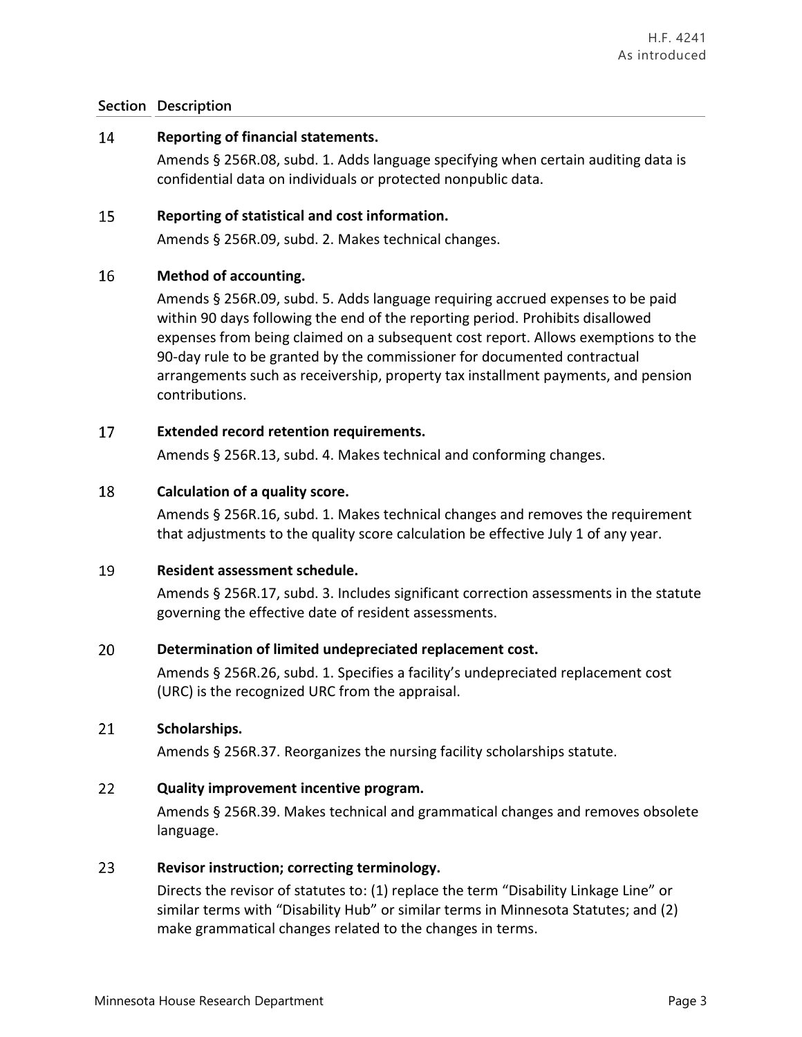| Section | Description |
|---|---|
| 14 | **Reporting of financial statements.**<br>Amends § 256R.08, subd. 1. Adds language specifying when certain auditing data is confidential data on individuals or protected nonpublic data. |
| 15 | **Reporting of statistical and cost information.**<br>Amends § 256R.09, subd. 2. Makes technical changes. |
| 16 | **Method of accounting.**<br>Amends § 256R.09, subd. 5. Adds language requiring accrued expenses to be paid within 90 days following the end of the reporting period. Prohibits disallowed expenses from being claimed on a subsequent cost report. Allows exemptions to the 90-day rule to be granted by the commissioner for documented contractual arrangements such as receivership, property tax installment payments, and pension contributions. |
| 17 | **Extended record retention requirements.**<br>Amends § 256R.13, subd. 4. Makes technical and conforming changes. |
| 18 | **Calculation of a quality score.**<br>Amends § 256R.16, subd. 1. Makes technical changes and removes the requirement that adjustments to the quality score calculation be effective July 1 of any year. |
| 19 | **Resident assessment schedule.**<br>Amends § 256R.17, subd. 3. Includes significant correction assessments in the statute governing the effective date of resident assessments. |
| 20 | **Determination of limited undepreciated replacement cost.**<br>Amends § 256R.26, subd. 1. Specifies a facility's undepreciated replacement cost (URC) is the recognized URC from the appraisal. |
| 21 | **Scholarships.**<br>Amends § 256R.37. Reorganizes the nursing facility scholarships statute. |
| 22 | **Quality improvement incentive program.**<br>Amends § 256R.39. Makes technical and grammatical changes and removes obsolete language. |
| 23 | **Revisor instruction; correcting terminology.**<br>Directs the revisor of statutes to: (1) replace the term "Disability Linkage Line" or similar terms with "Disability Hub" or similar terms in Minnesota Statutes; and (2) make grammatical changes related to the changes in terms. |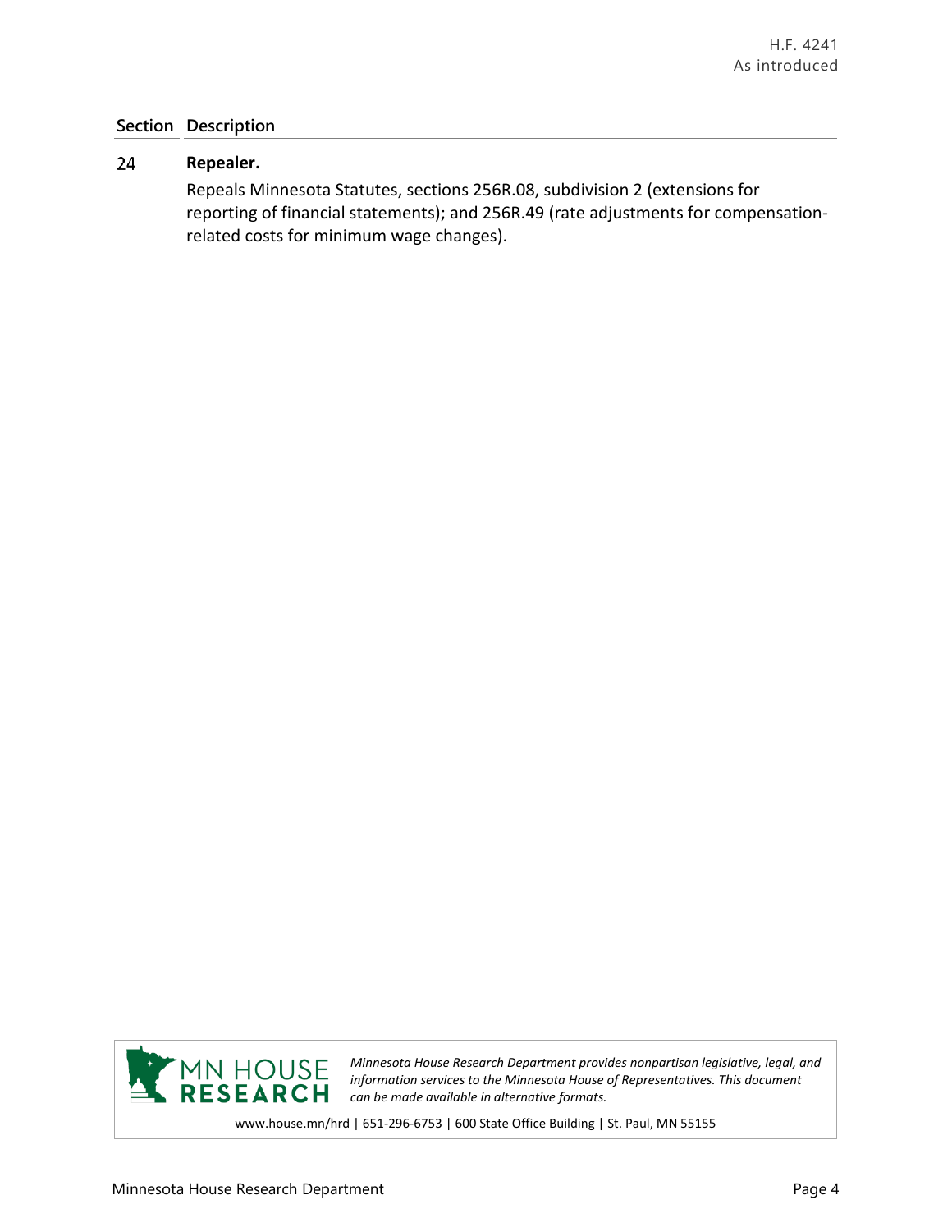| Section | Description |
|---|---|
| 24 | **Repealer.** |
| | Repeals Minnesota Statutes, sections 256R.08, subdivision 2 (extensions for reporting of financial statements); and 256R.49 (rate adjustments for compensation-related costs for minimum wage changes). |

*Minnesota House Research Department provides nonpartisan legislative, legal, and information services to the Minnesota House of Representatives. This document can be made available in alternative formats.*

www.house.mn/hrd | 651-296-6753 | 600 State Office Building | St. Paul, MN 55155